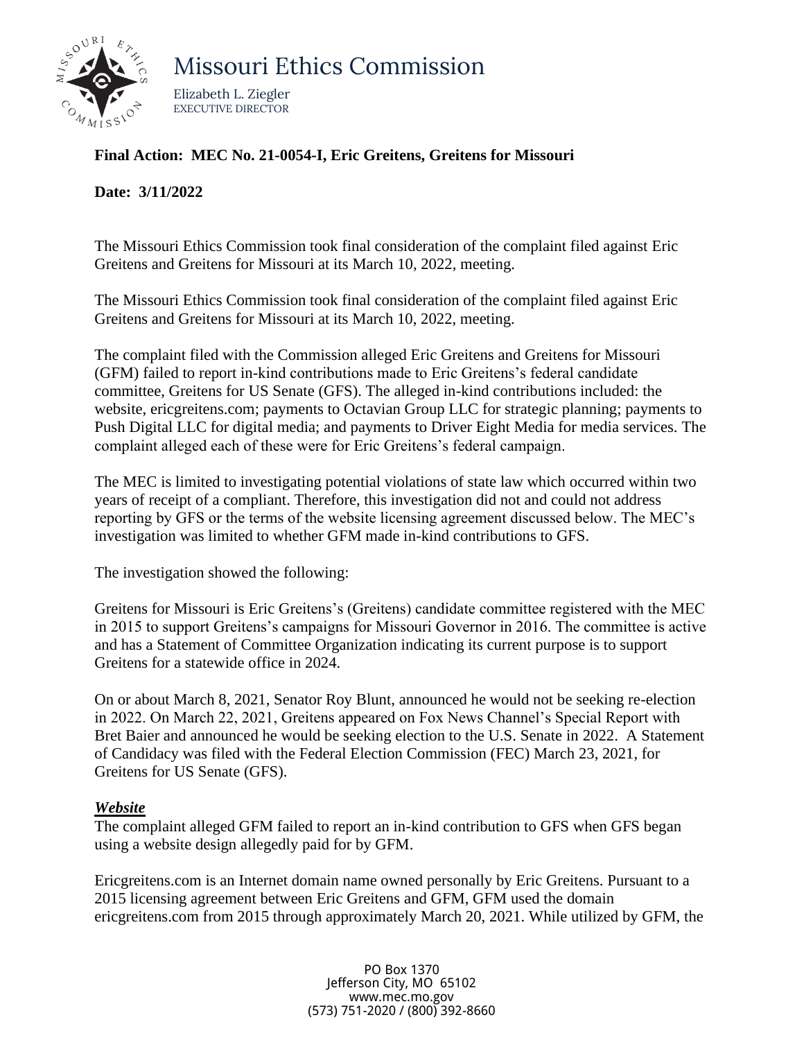# Missouri Ethics Commission

Elizabeth L. Ziegler
EXECUTIVE DIRECTOR

**Final Action: MEC No. 21-0054-I, Eric Greitens, Greitens for Missouri**

**Date: 3/11/2022**

The Missouri Ethics Commission took final consideration of the complaint filed against Eric Greitens and Greitens for Missouri at its March 10, 2022, meeting.

The Missouri Ethics Commission took final consideration of the complaint filed against Eric Greitens and Greitens for Missouri at its March 10, 2022, meeting.

The complaint filed with the Commission alleged Eric Greitens and Greitens for Missouri (GFM) failed to report in-kind contributions made to Eric Greitens's federal candidate committee, Greitens for US Senate (GFS). The alleged in-kind contributions included: the website, ericgreitens.com; payments to Octavian Group LLC for strategic planning; payments to Push Digital LLC for digital media; and payments to Driver Eight Media for media services. The complaint alleged each of these were for Eric Greitens's federal campaign.

The MEC is limited to investigating potential violations of state law which occurred within two years of receipt of a compliant. Therefore, this investigation did not and could not address reporting by GFS or the terms of the website licensing agreement discussed below. The MEC's investigation was limited to whether GFM made in-kind contributions to GFS.

The investigation showed the following:

Greitens for Missouri is Eric Greitens's (Greitens) candidate committee registered with the MEC in 2015 to support Greitens's campaigns for Missouri Governor in 2016. The committee is active and has a Statement of Committee Organization indicating its current purpose is to support Greitens for a statewide office in 2024.

On or about March 8, 2021, Senator Roy Blunt, announced he would not be seeking re-election in 2022. On March 22, 2021, Greitens appeared on Fox News Channel's Special Report with Bret Baier and announced he would be seeking election to the U.S. Senate in 2022. A Statement of Candidacy was filed with the Federal Election Commission (FEC) March 23, 2021, for Greitens for US Senate (GFS).

***Website***

The complaint alleged GFM failed to report an in-kind contribution to GFS when GFS began using a website design allegedly paid for by GFM.

Ericgreitens.com is an Internet domain name owned personally by Eric Greitens. Pursuant to a 2015 licensing agreement between Eric Greitens and GFM, GFM used the domain ericgreitens.com from 2015 through approximately March 20, 2021. While utilized by GFM, the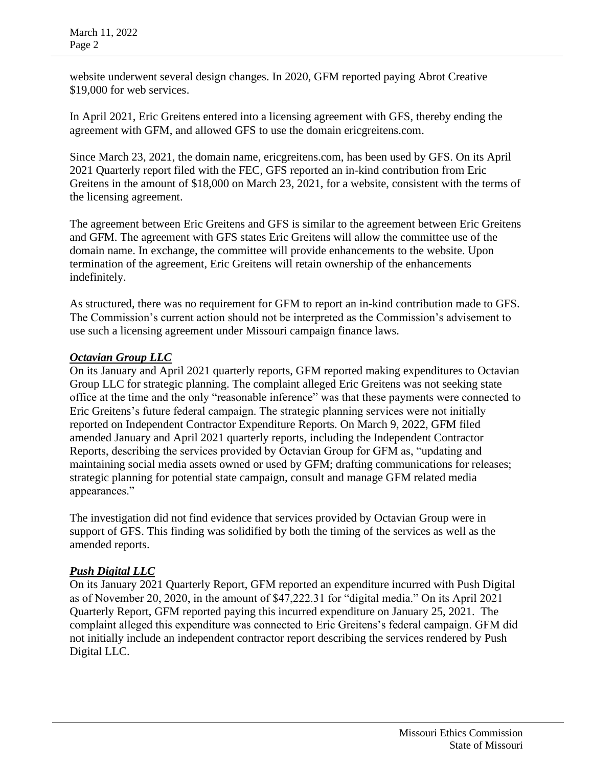website underwent several design changes. In 2020, GFM reported paying Abrot Creative $19,000 for web services.

In April 2021, Eric Greitens entered into a licensing agreement with GFS, thereby ending the agreement with GFM, and allowed GFS to use the domain ericgreitens.com.

Since March 23, 2021, the domain name, ericgreitens.com, has been used by GFS. On its April 2021 Quarterly report filed with the FEC, GFS reported an in-kind contribution from Eric Greitens in the amount of $18,000 on March 23, 2021, for a website, consistent with the terms of the licensing agreement.

The agreement between Eric Greitens and GFS is similar to the agreement between Eric Greitens and GFM. The agreement with GFS states Eric Greitens will allow the committee use of the domain name. In exchange, the committee will provide enhancements to the website. Upon termination of the agreement, Eric Greitens will retain ownership of the enhancements indefinitely.

As structured, there was no requirement for GFM to report an in-kind contribution made to GFS. The Commission's current action should not be interpreted as the Commission's advisement to use such a licensing agreement under Missouri campaign finance laws.

***Octavian Group LLC***

On its January and April 2021 quarterly reports, GFM reported making expenditures to Octavian Group LLC for strategic planning. The complaint alleged Eric Greitens was not seeking state office at the time and the only "reasonable inference" was that these payments were connected to Eric Greitens's future federal campaign. The strategic planning services were not initially reported on Independent Contractor Expenditure Reports. On March 9, 2022, GFM filed amended January and April 2021 quarterly reports, including the Independent Contractor Reports, describing the services provided by Octavian Group for GFM as, "updating and maintaining social media assets owned or used by GFM; drafting communications for releases; strategic planning for potential state campaign, consult and manage GFM related media appearances."

The investigation did not find evidence that services provided by Octavian Group were in support of GFS. This finding was solidified by both the timing of the services as well as the amended reports.

***Push Digital LLC***

On its January 2021 Quarterly Report, GFM reported an expenditure incurred with Push Digital as of November 20, 2020, in the amount of $47,222.31 for "digital media." On its April 2021 Quarterly Report, GFM reported paying this incurred expenditure on January 25, 2021. The complaint alleged this expenditure was connected to Eric Greitens's federal campaign. GFM did not initially include an independent contractor report describing the services rendered by Push Digital LLC.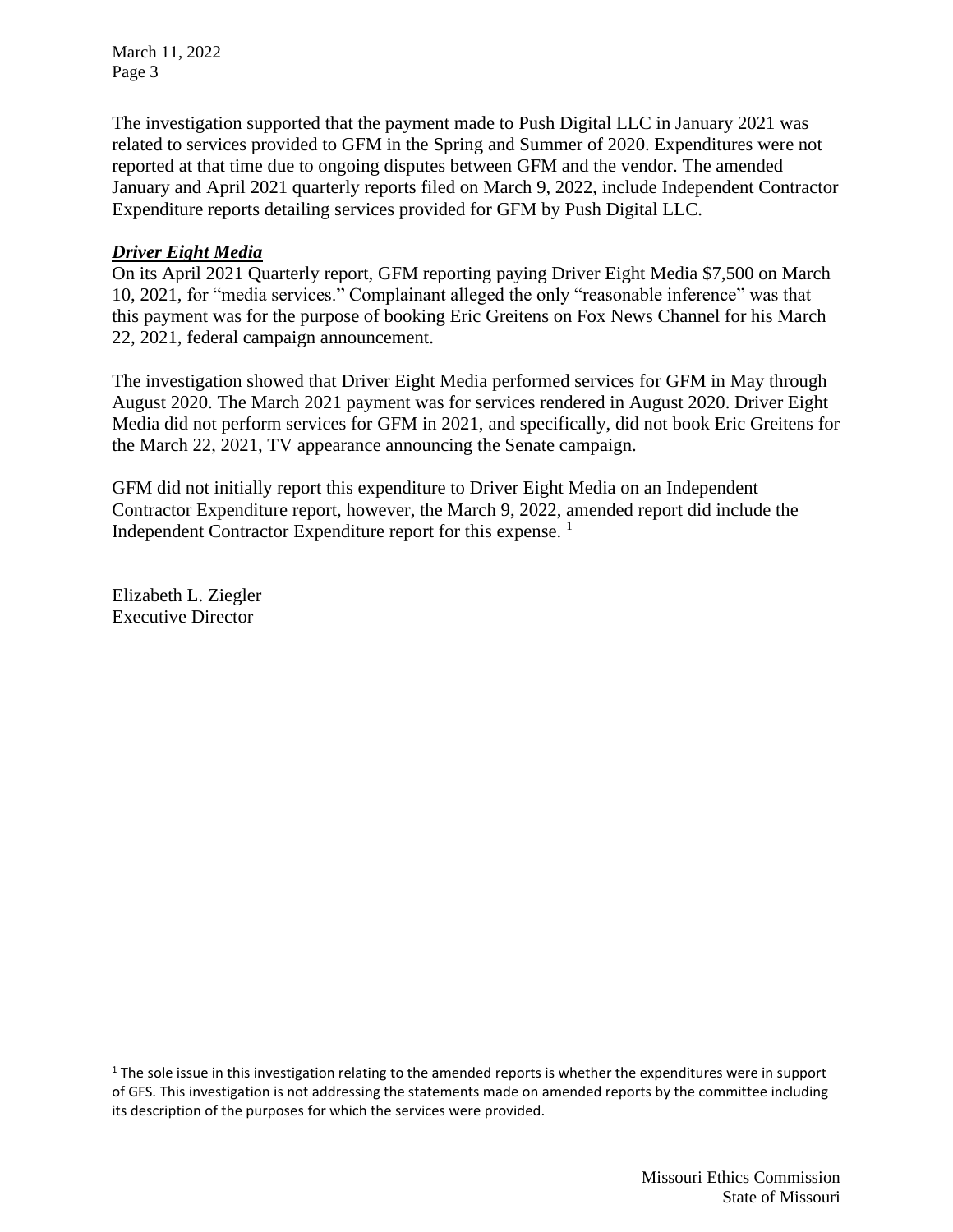The investigation supported that the payment made to Push Digital LLC in January 2021 was related to services provided to GFM in the Spring and Summer of 2020. Expenditures were not reported at that time due to ongoing disputes between GFM and the vendor. The amended January and April 2021 quarterly reports filed on March 9, 2022, include Independent Contractor Expenditure reports detailing services provided for GFM by Push Digital LLC.

***Driver Eight Media***

On its April 2021 Quarterly report, GFM reporting paying Driver Eight Media $7,500 on March 10, 2021, for "media services." Complainant alleged the only "reasonable inference" was that this payment was for the purpose of booking Eric Greitens on Fox News Channel for his March 22, 2021, federal campaign announcement.

The investigation showed that Driver Eight Media performed services for GFM in May through August 2020. The March 2021 payment was for services rendered in August 2020. Driver Eight Media did not perform services for GFM in 2021, and specifically, did not book Eric Greitens for the March 22, 2021, TV appearance announcing the Senate campaign.

GFM did not initially report this expenditure to Driver Eight Media on an Independent Contractor Expenditure report, however, the March 9, 2022, amended report did include the Independent Contractor Expenditure report for this expense. [1]

Elizabeth L. Ziegler
Executive Director

[1] The sole issue in this investigation relating to the amended reports is whether the expenditures were in support of GFS. This investigation is not addressing the statements made on amended reports by the committee including its description of the purposes for which the services were provided.